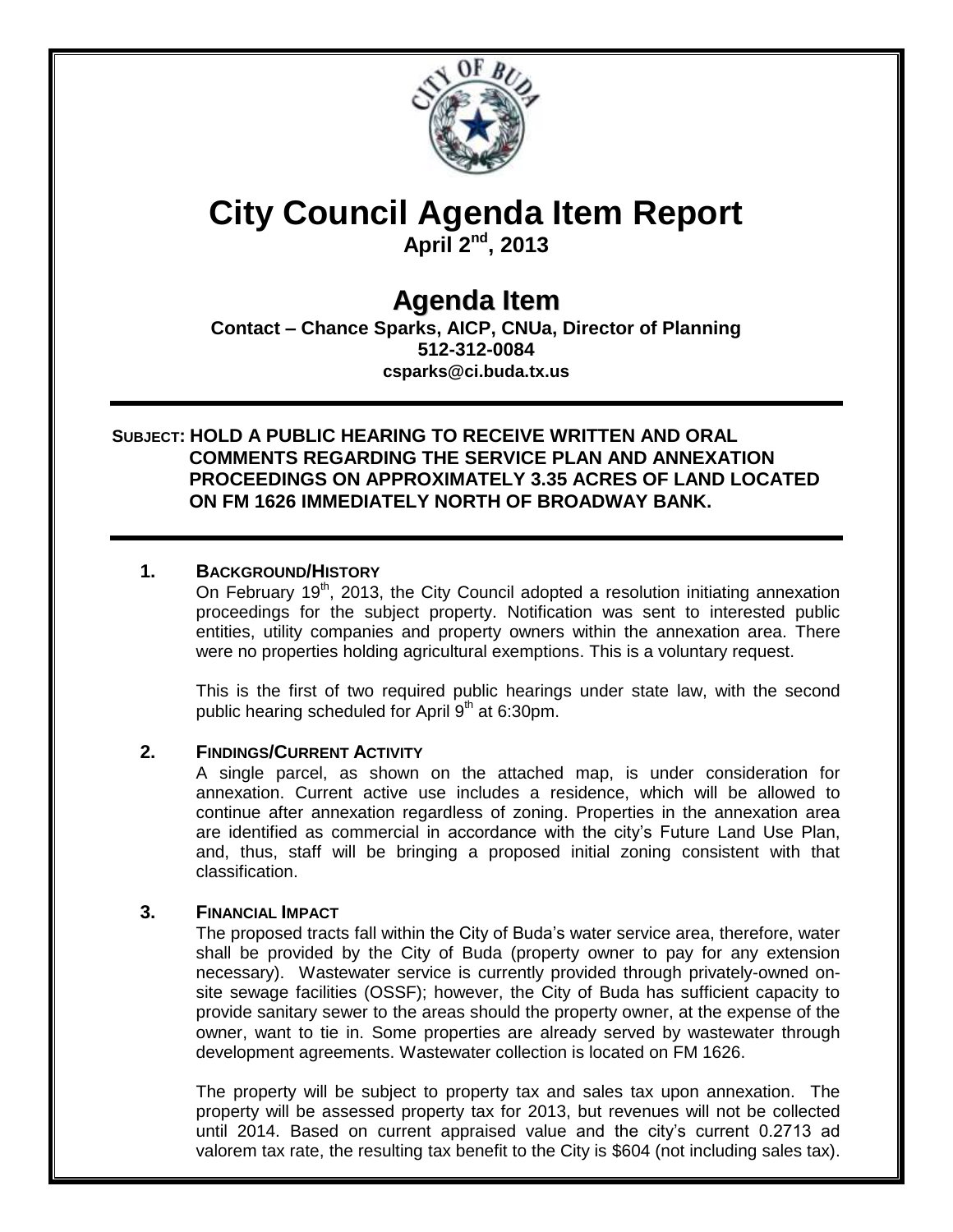# City Council Agenda Item Report

**April 2nd, 2013**

## Agenda Item

**Contact – Chance Sparks, AICP, CNUa, Director of Planning**
**512-312-0084**
**csparks@ci.buda.tx.us**

---

**SUBJECT: HOLD A PUBLIC HEARING TO RECEIVE WRITTEN AND ORAL COMMENTS REGARDING THE SERVICE PLAN AND ANNEXATION PROCEEDINGS ON APPROXIMATELY 3.35 ACRES OF LAND LOCATED ON FM 1626 IMMEDIATELY NORTH OF BROADWAY BANK.**

---

### 1. BACKGROUND/HISTORY

On February 19th, 2013, the City Council adopted a resolution initiating annexation proceedings for the subject property. Notification was sent to interested public entities, utility companies and property owners within the annexation area. There were no properties holding agricultural exemptions. This is a voluntary request.

This is the first of two required public hearings under state law, with the second public hearing scheduled for April 9th at 6:30pm.

### 2. FINDINGS/CURRENT ACTIVITY

A single parcel, as shown on the attached map, is under consideration for annexation. Current active use includes a residence, which will be allowed to continue after annexation regardless of zoning. Properties in the annexation area are identified as commercial in accordance with the city's Future Land Use Plan, and, thus, staff will be bringing a proposed initial zoning consistent with that classification.

### 3. FINANCIAL IMPACT

The proposed tracts fall within the City of Buda's water service area, therefore, water shall be provided by the City of Buda (property owner to pay for any extension necessary). Wastewater service is currently provided through privately-owned on-site sewage facilities (OSSF); however, the City of Buda has sufficient capacity to provide sanitary sewer to the areas should the property owner, at the expense of the owner, want to tie in. Some properties are already served by wastewater through development agreements. Wastewater collection is located on FM 1626.

The property will be subject to property tax and sales tax upon annexation. The property will be assessed property tax for 2013, but revenues will not be collected until 2014. Based on current appraised value and the city's current 0.2713 ad valorem tax rate, the resulting tax benefit to the City is $604 (not including sales tax).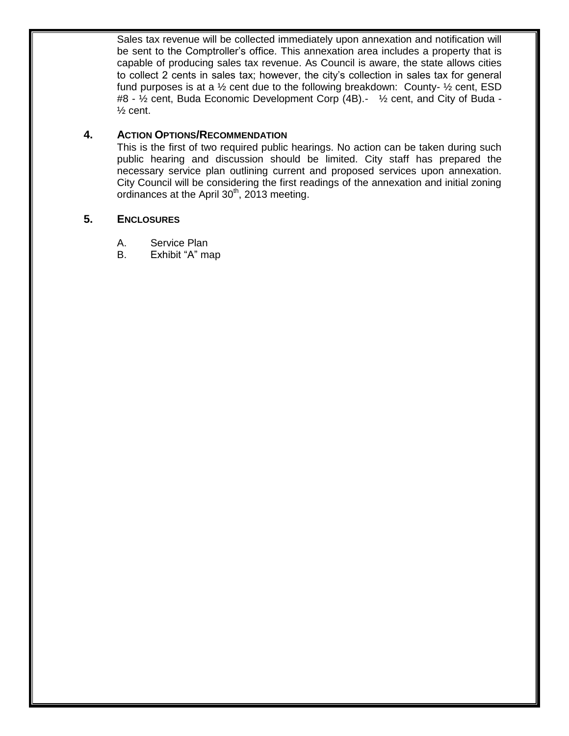Sales tax revenue will be collected immediately upon annexation and notification will be sent to the Comptroller's office. This annexation area includes a property that is capable of producing sales tax revenue. As Council is aware, the state allows cities to collect 2 cents in sales tax; however, the city's collection in sales tax for general fund purposes is at a ½ cent due to the following breakdown: County- ½ cent, ESD #8 - ½ cent, Buda Economic Development Corp (4B).- ½ cent, and City of Buda - ½ cent.

### 4. ACTION OPTIONS/RECOMMENDATION

This is the first of two required public hearings. No action can be taken during such public hearing and discussion should be limited. City staff has prepared the necessary service plan outlining current and proposed services upon annexation. City Council will be considering the first readings of the annexation and initial zoning ordinances at the April 30th, 2013 meeting.

### 5. ENCLOSURES

A. Service Plan
B. Exhibit "A" map